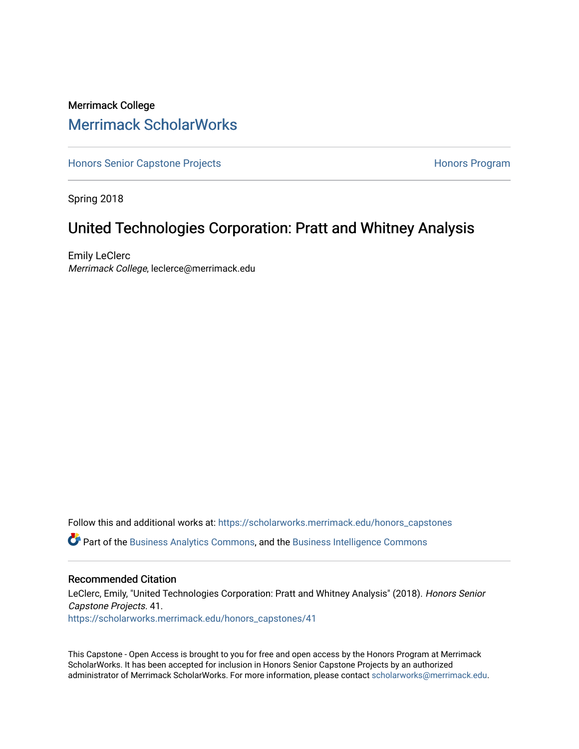Merrimack College

# Merrimack ScholarWorks

Honors Senior Capstone Projects | Honors Program

Spring 2018

## United Technologies Corporation: Pratt and Whitney Analysis

Emily LeClerc
*Merrimack College*, leclerce@merrimack.edu

Follow this and additional works at: https://scholarworks.merrimack.edu/honors_capstones

Part of the Business Analytics Commons, and the Business Intelligence Commons

### Recommended Citation

LeClerc, Emily, "United Technologies Corporation: Pratt and Whitney Analysis" (2018). *Honors Senior Capstone Projects*. 41.
https://scholarworks.merrimack.edu/honors_capstones/41

This Capstone - Open Access is brought to you for free and open access by the Honors Program at Merrimack ScholarWorks. It has been accepted for inclusion in Honors Senior Capstone Projects by an authorized administrator of Merrimack ScholarWorks. For more information, please contact scholarworks@merrimack.edu.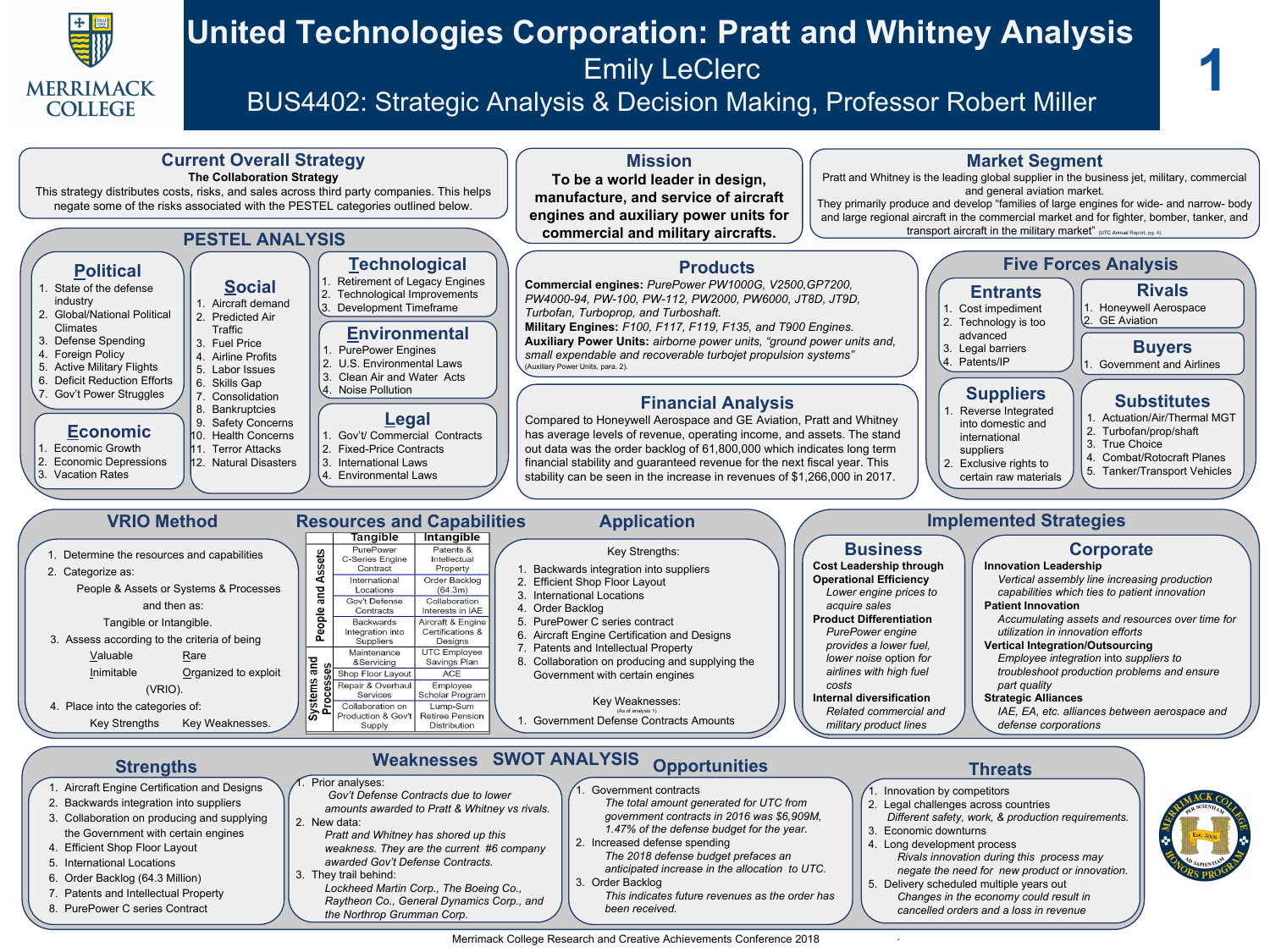# United Technologies Corporation: Pratt and Whitney Analysis

Emily LeClerc

BUS4402: Strategic Analysis & Decision Making, Professor Robert Miller

## Current Overall Strategy

**The Collaboration Strategy**

This strategy distributes costs, risks, and sales across third party companies. This helps negate some of the risks associated with the PESTEL categories outlined below.

## Mission

**To be a world leader in design, manufacture, and service of aircraft engines and auxiliary power units for commercial and military aircrafts.**

## Market Segment

Pratt and Whitney is the leading global supplier in the business jet, military, commercial and general aviation market.

They primarily produce and develop "families of large engines for wide- and narrow- body and large regional aircraft in the commercial market and for fighter, bomber, tanker, and transport aircraft in the military market" (UTC Annual Report, pg. 4).

## PESTEL ANALYSIS

### Political

1. State of the defense industry
2. Global/National Political Climates
3. Defense Spending
4. Foreign Policy
5. Active Military Flights
6. Deficit Reduction Efforts
7. Gov't Power Struggles

### Economic

1. Economic Growth
2. Economic Depressions
3. Vacation Rates

### Social

1. Aircraft demand
2. Predicted Air Traffic
3. Fuel Price
4. Airline Profits
5. Labor Issues
6. Skills Gap
7. Consolidation
8. Bankruptcies
9. Safety Concerns
10. Health Concerns
11. Terror Attacks
12. Natural Disasters

### Technological

1. Retirement of Legacy Engines
2. Technological Improvements
3. Development Timeframe

### Environmental

1. PurePower Engines
2. U.S. Environmental Laws
3. Clean Air and Water Acts
4. Noise Pollution

### Legal

1. Gov't/ Commercial Contracts
2. Fixed-Price Contracts
3. International Laws
4. Environmental Laws

## Products

**Commercial engines:** *PurePower PW1000G, V2500,GP7200, PW4000-94, PW-100, PW-112, PW2000, PW6000, JT8D, JT9D, Turbofan, Turboprop, and Turboshaft.*

**Military Engines:** *F100, F117, F119, F135, and T900 Engines.*

**Auxiliary Power Units:** *airborne power units, "ground power units and, small expendable and recoverable turbojet propulsion systems"* (Auxiliary Power Units, para. 2).

## Financial Analysis

Compared to Honeywell Aerospace and GE Aviation, Pratt and Whitney has average levels of revenue, operating income, and assets. The stand out data was the order backlog of 61,800,000 which indicates long term financial stability and guaranteed revenue for the next fiscal year. This stability can be seen in the increase in revenues of $1,266,000 in 2017.

## Five Forces Analysis

### Entrants

1. Cost impediment
2. Technology is too advanced
3. Legal barriers
4. Patents/IP

### Rivals

1. Honeywell Aerospace
2. GE Aviation

### Buyers

1. Government and Airlines

### Suppliers

1. Reverse Integrated into domestic and international suppliers
2. Exclusive rights to certain raw materials

### Substitutes

1. Actuation/Air/Thermal MGT
2. Turbofan/prop/shaft
3. True Choice
4. Combat/Rotocraft Planes
5. Tanker/Transport Vehicles

## VRIO Method

1. Determine the resources and capabilities
2. Categorize as:

   People & Assets or Systems & Processes

   and then as:

   Tangible or Intangible.
3. Assess according to the criteria of being

   Valuable, Rare, Inimitable, Organized to exploit (VRIO).
4. Place into the categories of:

   Key Strengths, Key Weaknesses.

## Resources and Capabilities

| | Tangible | Intangible |
|---|---|---|
| People and Assets | PurePower C-Series Engine Contract | Patents & Intellectual Property |
| People and Assets | International Locations | Order Backlog (64.3m) |
| People and Assets | Gov't Defense Contracts | Collaboration Interests in IAE |
| People and Assets | Backwards Integration into Suppliers | Aircraft & Engine Certifications & Designs |
| Systems and Processes | Maintenance &Servicing | UTC Employee Savings Plan |
| Systems and Processes | Shop Floor Layout | ACE |
| Systems and Processes | Repair & Overhaul Services | Employee Scholar Program |
| Systems and Processes | Collaboration on Production & Gov't Supply | Lump-Sum Retiree Pension Distribution |

## Application

Key Strengths:

1. Backwards integration into suppliers
2. Efficient Shop Floor Layout
3. International Locations
4. Order Backlog
5. PurePower C series contract
6. Aircraft Engine Certification and Designs
7. Patents and Intellectual Property
8. Collaboration on producing and supplying the Government with certain engines

Key Weaknesses: (As of analysis 1)

1. Government Defense Contracts Amounts

## Implemented Strategies

### Business

**Cost Leadership through Operational Efficiency**

*Lower engine prices to acquire sales*

**Product Differentiation**

*PurePower engine provides a lower fuel, lower noise option for airlines with high fuel costs*

**Internal diversification**

*Related commercial and military product lines*

### Corporate

**Innovation Leadership**

*Vertical assembly line increasing production capabilities which ties to patient innovation*

**Patient Innovation**

*Accumulating assets and resources over time for utilization in innovation efforts*

**Vertical Integration/Outsourcing**

*Employee integration into suppliers to troubleshoot production problems and ensure part quality*

**Strategic Alliances**

*IAE, EA, etc. alliances between aerospace and defense corporations*

## SWOT ANALYSIS

### Strengths

1. Aircraft Engine Certification and Designs
2. Backwards integration into suppliers
3. Collaboration on producing and supplying the Government with certain engines
4. Efficient Shop Floor Layout
5. International Locations
6. Order Backlog (64.3 Million)
7. Patents and Intellectual Property
8. PurePower C series Contract

### Weaknesses

1. Prior analyses:

   *Gov't Defense Contracts due to lower amounts awarded to Pratt & Whitney vs rivals.*
2. New data:

   *Pratt and Whitney has shored up this weakness. They are the current #6 company awarded Gov't Defense Contracts.*
3. They trail behind:

   *Lockheed Martin Corp., The Boeing Co., Raytheon Co., General Dynamics Corp., and the Northrop Grumman Corp.*

### Opportunities

1. Government contracts

   *The total amount generated for UTC from government contracts in 2016 was $6,909M, 1.47% of the defense budget for the year.*
2. Increased defense spending

   *The 2018 defense budget prefaces an anticipated increase in the allocation to UTC.*
3. Order Backlog

   *This indicates future revenues as the order has been received.*

### Threats

1. Innovation by competitors
2. Legal challenges across countries

   *Different safety, work, & production requirements.*
3. Economic downturns
4. Long development process

   *Rivals innovation during this process may negate the need for new product or innovation.*
5. Delivery scheduled multiple years out

   *Changes in the economy could result in cancelled orders and a loss in revenue*

Merrimack College Research and Creative Achievements Conference 2018